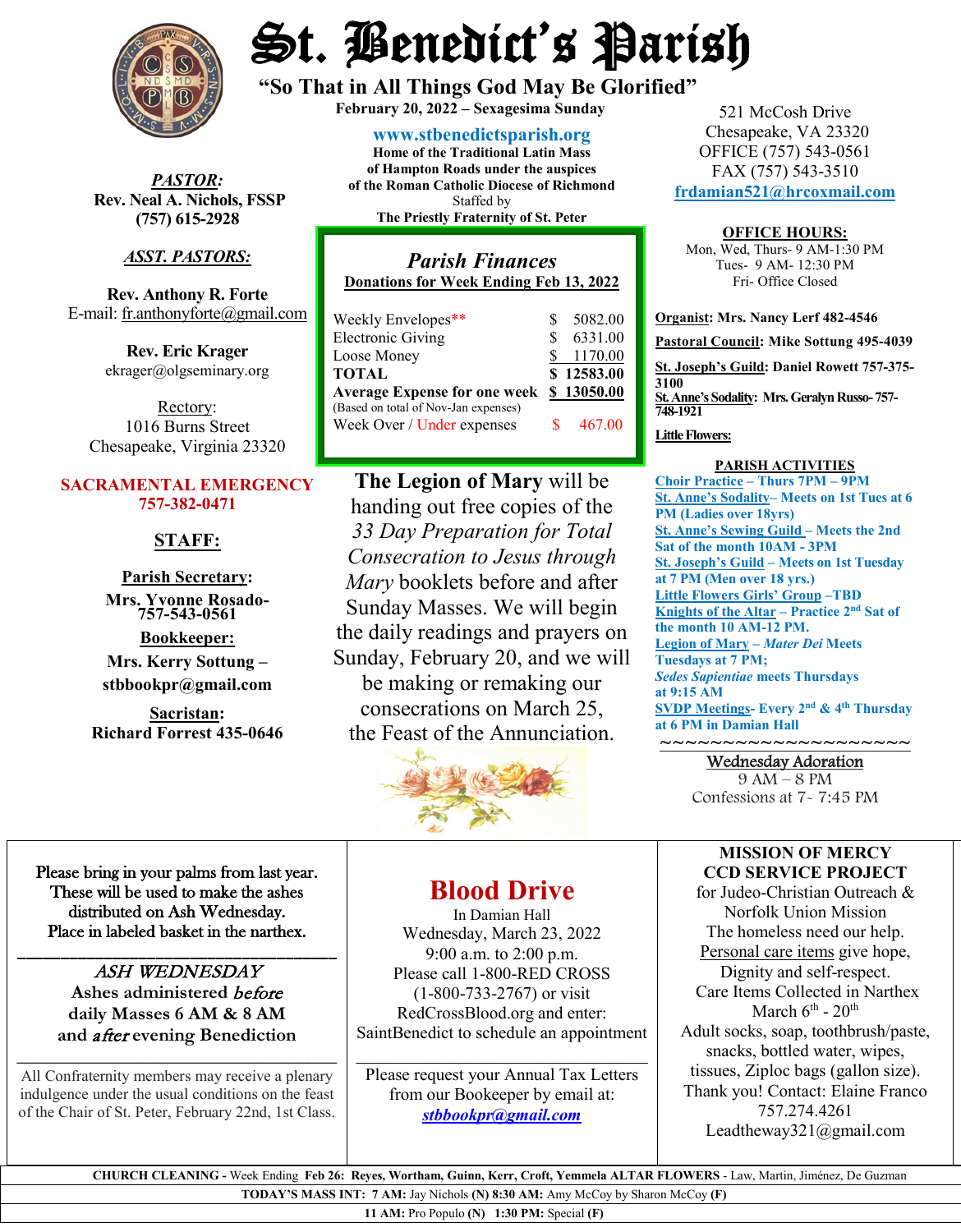# St. Benedict's Parish

**"So That in All Things God May Be Glorified"**

**February 20, 2022 – Sexagesima Sunday**

**www.stbenedictsparish.org**

**Home of the Traditional Latin Mass of Hampton Roads under the auspices of the Roman Catholic Diocese of Richmond**

Staffed by

**The Priestly Fraternity of St. Peter**

521 McCosh Drive
Chesapeake, VA 23320
OFFICE (757) 543-0561
FAX (757) 543-3510
frdamian521@hrcoxmail.com

***PASTOR:***
**Rev. Neal A. Nichols, FSSP**
**(757) 615-2928**

***ASST. PASTORS:***

**Rev. Anthony R. Forte**
E-mail: fr.anthonyforte@gmail.com

**Rev. Eric Krager**
ekrager@olgseminary.org

Rectory:
1016 Burns Street
Chesapeake, Virginia 23320

**SACRAMENTAL EMERGENCY**
**757-382-0471**

**STAFF:**

**Parish Secretary:**
**Mrs. Yvonne Rosado- 757-543-0561**

**Bookkeeper:**
**Mrs. Kerry Sottung – stbbookpr@gmail.com**

**Sacristan:**
**Richard Forrest 435-0646**

## *Parish Finances*

**Donations for Week Ending Feb 13, 2022**

| | |
|---|---|
| Weekly Envelopes** | $ 5082.00 |
| Electronic Giving | $ 6331.00 |
| Loose Money | $ 1170.00 |
| **TOTAL** | **$ 12583.00** |
| **Average Expense for one week** (Based on total of Nov-Jan expenses) | **$ 13050.00** |
| Week Over / Under expenses | $ 467.00 |

**The Legion of Mary** will be handing out free copies of the *33 Day Preparation for Total Consecration to Jesus through Mary* booklets before and after Sunday Masses. We will begin the daily readings and prayers on Sunday, February 20, and we will be making or remaking our consecrations on March 25, the Feast of the Annunciation.

**OFFICE HOURS:**
Mon, Wed, Thurs- 9 AM-1:30 PM
Tues- 9 AM- 12:30 PM
Fri- Office Closed

**Organist: Mrs. Nancy Lerf 482-4546**

**Pastoral Council: Mike Sottung 495-4039**

**St. Joseph's Guild: Daniel Rowett 757-375-3100**

**St. Anne's Sodality: Mrs. Geralyn Russo- 757-748-1921**

**Little Flowers:**

**PARISH ACTIVITIES**

**Choir Practice – Thurs 7PM – 9PM**
**St. Anne's Sodality– Meets on 1st Tues at 6 PM (Ladies over 18yrs)**
**St. Anne's Sewing Guild – Meets the 2nd Sat of the month 10AM - 3PM**
**St. Joseph's Guild – Meets on 1st Tuesday at 7 PM (Men over 18 yrs.)**
**Little Flowers Girls' Group –TBD**
**Knights of the Altar – Practice 2nd Sat of the month 10 AM-12 PM.**
**Legion of Mary – *Mater Dei* Meets Tuesdays at 7 PM;**
***Sedes Sapientiae* meets Thursdays at 9:15 AM**
**SVDP Meetings- Every 2nd & 4th Thursday at 6 PM in Damian Hall**

~~~~~~~~~~~~~~~~~~~~~~

Wednesday Adoration
9 AM – 8 PM
Confessions at 7- 7:45 PM

---

Please bring in your palms from last year. These will be used to make the ashes distributed on Ash Wednesday. Place in labeled basket in the narthex.

*ASH WEDNESDAY*
**Ashes administered *before* daily Masses 6 AM & 8 AM and *after* evening Benediction**

All Confraternity members may receive a plenary indulgence under the usual conditions on the feast of the Chair of St. Peter, February 22nd, 1st Class.

## Blood Drive

In Damian Hall
Wednesday, March 23, 2022
9:00 a.m. to 2:00 p.m.
Please call 1-800-RED CROSS (1-800-733-2767) or visit RedCrossBlood.org and enter: SaintBenedict to schedule an appointment

Please request your Annual Tax Letters from our Bookeeper by email at: ***stbbookpr@gmail.com***

**MISSION OF MERCY**
**CCD SERVICE PROJECT**
for Judeo-Christian Outreach & Norfolk Union Mission
The homeless need our help.
Personal care items give hope, Dignity and self-respect.
Care Items Collected in Narthex March 6th - 20th
Adult socks, soap, toothbrush/paste, snacks, bottled water, wipes, tissues, Ziploc bags (gallon size).
Thank you! Contact: Elaine Franco 757.274.4261
Leadtheway321@gmail.com

---

**CHURCH CLEANING -** Week Ending **Feb 26: Reyes, Wortham, Guinn, Kerr, Croft, Yemmela ALTAR FLOWERS** - Law, Martin, Jiménez, De Guzman

**TODAY'S MASS INT: 7 AM:** Jay Nichols **(N) 8:30 AM:** Amy McCoy by Sharon McCoy **(F)**

**11 AM:** Pro Populo **(N) 1:30 PM:** Special **(F)**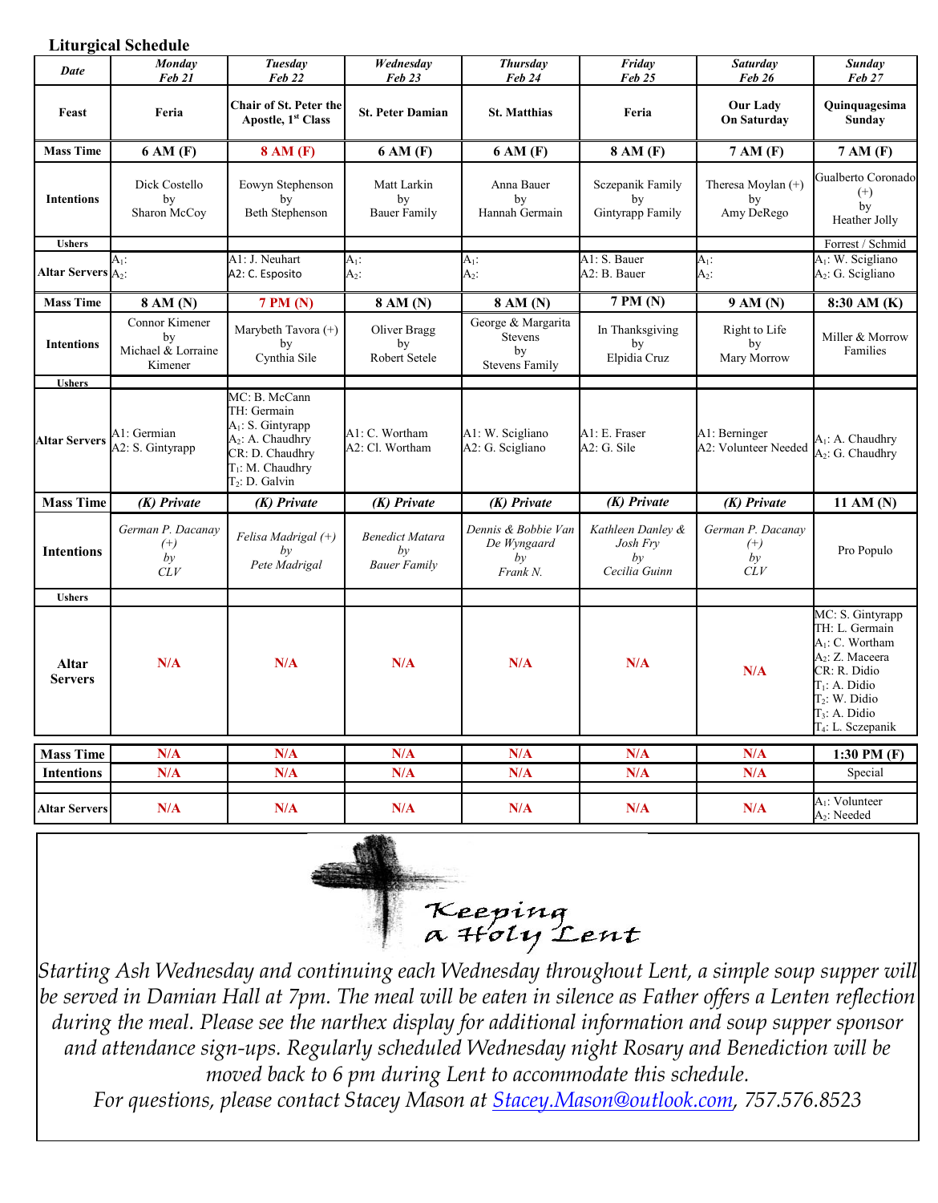## Liturgical Schedule

| Date | Monday Feb 21 | Tuesday Feb 22 | Wednesday Feb 23 | Thursday Feb 24 | Friday Feb 25 | Saturday Feb 26 | Sunday Feb 27 |
|---|---|---|---|---|---|---|---|
| Feast | Feria | Chair of St. Peter the Apostle, 1st Class | St. Peter Damian | St. Matthias | Feria | Our Lady On Saturday | Quinquagesima Sunday |
| Mass Time | 6 AM (F) | 8 AM (F) | 6 AM (F) | 6 AM (F) | 8 AM (F) | 7 AM (F) | 7 AM (F) |
| Intentions | Dick Costello by Sharon McCoy | Eowyn Stephenson by Beth Stephenson | Matt Larkin by Bauer Family | Anna Bauer by Hannah Germain | Sczepanik Family by Gintyrapp Family | Theresa Moylan (+) by Amy DeRego | Gualberto Coronado (+) by Heather Jolly |
| Ushers | | | | | | | Forrest / Schmid |
| Altar Servers | $A_1$: $A_2$: | A1: J. Neuhart A2: C. Esposito | $A_1$: $A_2$: | $A_1$: $A_2$: | A1: S. Bauer A2: B. Bauer | $A_1$: $A_2$: | $A_1$: W. Scigliano $A_2$: G. Scigliano |
| Mass Time | 8 AM (N) | 7 PM (N) | 8 AM (N) | 8 AM (N) | 7 PM (N) | 9 AM (N) | 8:30 AM (K) |
| Intentions | Connor Kimener by Michael & Lorraine Kimener | Marybeth Tavora (+) by Cynthia Sile | Oliver Bragg by Robert Setele | George & Margarita Stevens by Stevens Family | In Thanksgiving by Elpidia Cruz | Right to Life by Mary Morrow | Miller & Morrow Families |
| Ushers | | | | | | | |
| Altar Servers | A1: Germian A2: S. Gintyrapp | MC: B. McCann TH: Germain $A_1$: S. Gintyrapp $A_2$: A. Chaudhry CR: D. Chaudhry $T_1$: M. Chaudhry $T_2$: D. Galvin | A1: C. Wortham A2: Cl. Wortham | A1: W. Scigliano A2: G. Scigliano | A1: E. Fraser A2: G. Sile | A1: Berninger A2: Volunteer Needed | $A_1$: A. Chaudhry $A_2$: G. Chaudhry |
| Mass Time | *(K) Private* | *(K) Private* | *(K) Private* | *(K) Private* | *(K) Private* | *(K) Private* | 11 AM (N) |
| Intentions | *German P. Dacanay (+) by CLV* | *Felisa Madrigal (+) by Pete Madrigal* | *Benedict Matara by Bauer Family* | *Dennis & Bobbie Van De Wyngaard by Frank N.* | *Kathleen Danley & Josh Fry by Cecilia Guinn* | *German P. Dacanay (+) by CLV* | Pro Populo |
| Ushers | | | | | | | |
| Altar Servers | N/A | N/A | N/A | N/A | N/A | N/A | MC: S. Gintyrapp TH: L. Germain $A_1$: C. Wortham $A_2$: Z. Maceera CR: R. Didio $T_1$: A. Didio $T_2$: W. Didio $T_3$: A. Didio $T_4$: L. Sczepanik |
| Mass Time | N/A | N/A | N/A | N/A | N/A | N/A | 1:30 PM (F) |
| Intentions | N/A | N/A | N/A | N/A | N/A | N/A | Special |
| Altar Servers | N/A | N/A | N/A | N/A | N/A | N/A | $A_1$: Volunteer $A_2$: Needed |

## Keeping a Holy Lent

*Starting Ash Wednesday and continuing each Wednesday throughout Lent, a simple soup supper will be served in Damian Hall at 7pm. The meal will be eaten in silence as Father offers a Lenten reflection during the meal. Please see the narthex display for additional information and soup supper sponsor and attendance sign-ups. Regularly scheduled Wednesday night Rosary and Benediction will be moved back to 6 pm during Lent to accommodate this schedule.*

*For questions, please contact Stacey Mason at Stacey.Mason@outlook.com, 757.576.8523*